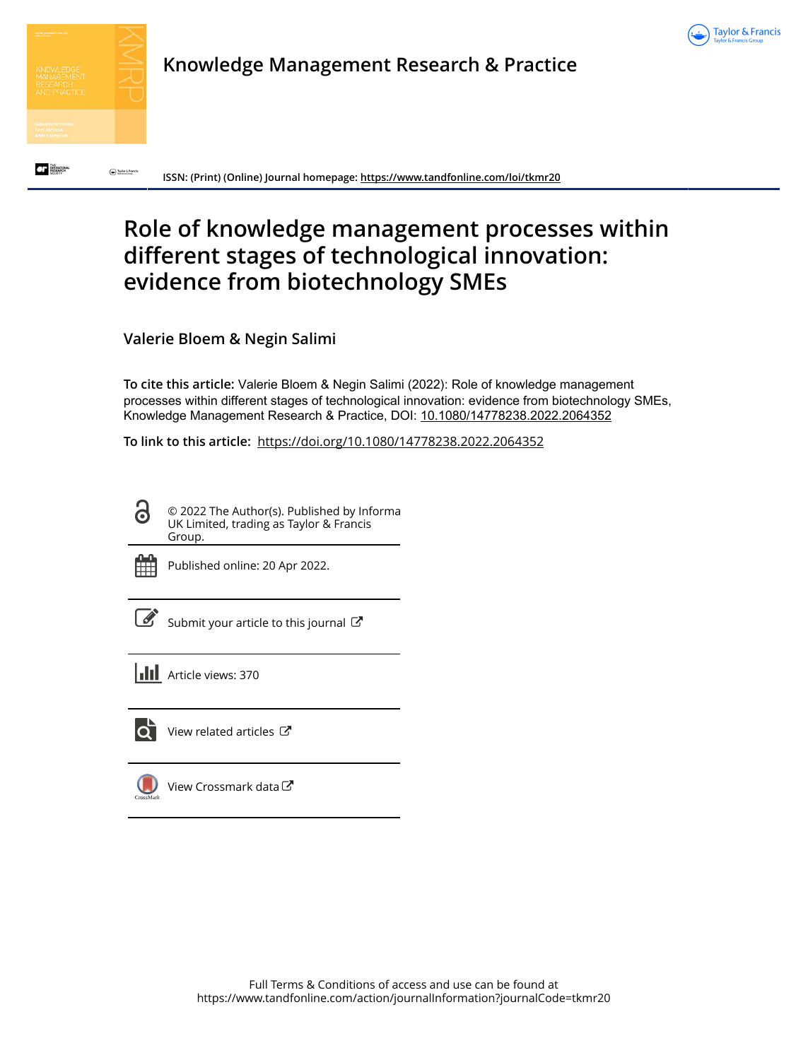# Knowledge Management Research & Practice

ISSN: (Print) (Online) Journal homepage: https://www.tandfonline.com/loi/tkmr20

# Role of knowledge management processes within different stages of technological innovation: evidence from biotechnology SMEs

**Valerie Bloem & Negin Salimi**

**To cite this article:** Valerie Bloem & Negin Salimi (2022): Role of knowledge management processes within different stages of technological innovation: evidence from biotechnology SMEs, Knowledge Management Research & Practice, DOI: 10.1080/14778238.2022.2064352

**To link to this article:** https://doi.org/10.1080/14778238.2022.2064352

© 2022 The Author(s). Published by Informa UK Limited, trading as Taylor & Francis Group.

Published online: 20 Apr 2022.

Submit your article to this journal

Article views: 370

View related articles

View Crossmark data

Full Terms & Conditions of access and use can be found at
https://www.tandfonline.com/action/journalInformation?journalCode=tkmr20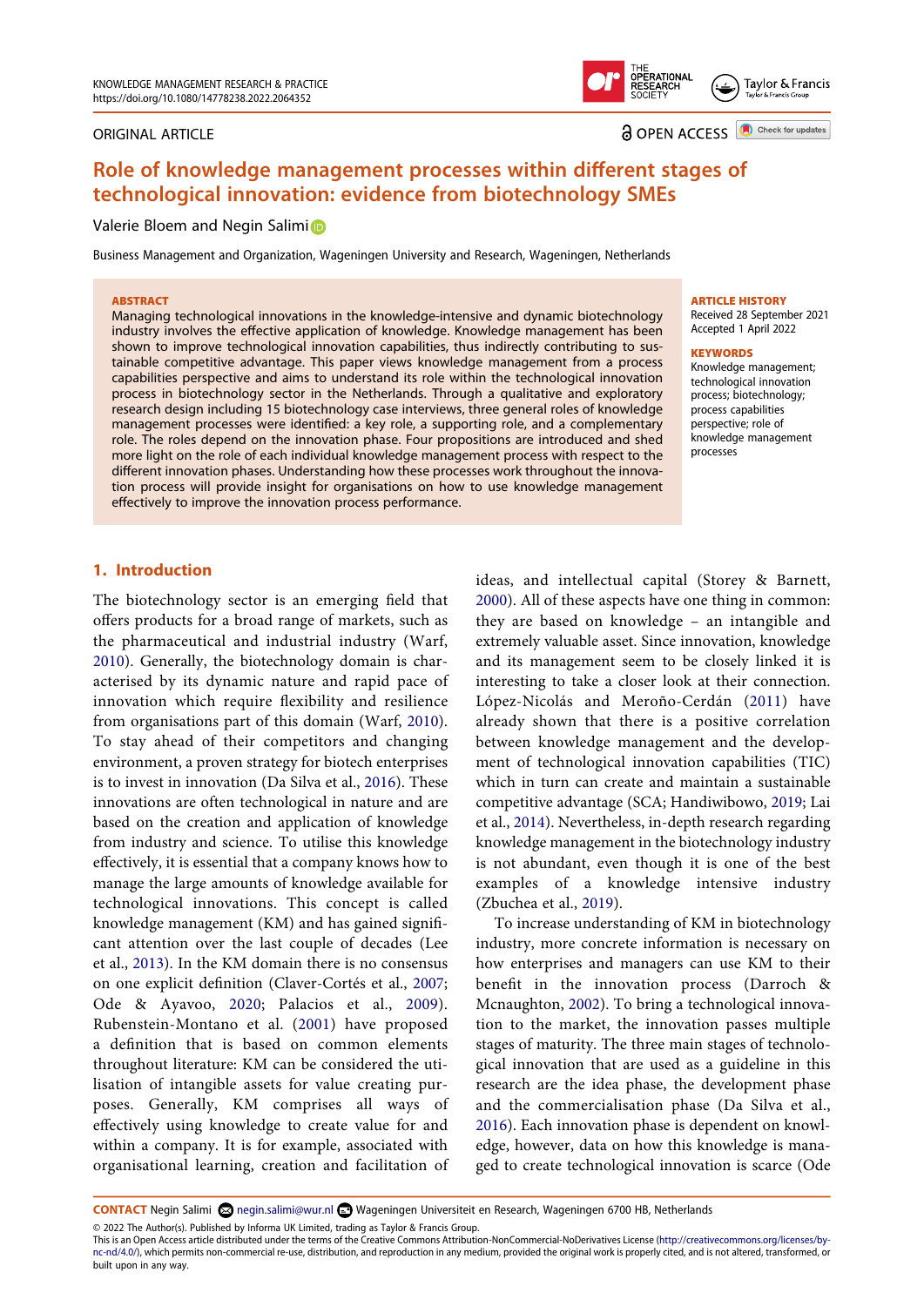ORIGINAL ARTICLE

OPEN ACCESS

# Role of knowledge management processes within different stages of technological innovation: evidence from biotechnology SMEs

Valerie Bloem and Negin Salimi

Business Management and Organization, Wageningen University and Research, Wageningen, Netherlands

**ABSTRACT**

Managing technological innovations in the knowledge-intensive and dynamic biotechnology industry involves the effective application of knowledge. Knowledge management has been shown to improve technological innovation capabilities, thus indirectly contributing to sustainable competitive advantage. This paper views knowledge management from a process capabilities perspective and aims to understand its role within the technological innovation process in biotechnology sector in the Netherlands. Through a qualitative and exploratory research design including 15 biotechnology case interviews, three general roles of knowledge management processes were identified: a key role, a supporting role, and a complementary role. The roles depend on the innovation phase. Four propositions are introduced and shed more light on the role of each individual knowledge management process with respect to the different innovation phases. Understanding how these processes work throughout the innovation process will provide insight for organisations on how to use knowledge management effectively to improve the innovation process performance.

**ARTICLE HISTORY**

Received 28 September 2021
Accepted 1 April 2022

**KEYWORDS**

Knowledge management; technological innovation process; biotechnology; process capabilities perspective; role of knowledge management processes

## 1. Introduction

The biotechnology sector is an emerging field that offers products for a broad range of markets, such as the pharmaceutical and industrial industry (Warf, 2010). Generally, the biotechnology domain is characterised by its dynamic nature and rapid pace of innovation which require flexibility and resilience from organisations part of this domain (Warf, 2010). To stay ahead of their competitors and changing environment, a proven strategy for biotech enterprises is to invest in innovation (Da Silva et al., 2016). These innovations are often technological in nature and are based on the creation and application of knowledge from industry and science. To utilise this knowledge effectively, it is essential that a company knows how to manage the large amounts of knowledge available for technological innovations. This concept is called knowledge management (KM) and has gained significant attention over the last couple of decades (Lee et al., 2013). In the KM domain there is no consensus on one explicit definition (Claver-Cortés et al., 2007; Ode & Ayavoo, 2020; Palacios et al., 2009). Rubenstein-Montano et al. (2001) have proposed a definition that is based on common elements throughout literature: KM can be considered the utilisation of intangible assets for value creating purposes. Generally, KM comprises all ways of effectively using knowledge to create value for and within a company. It is for example, associated with organisational learning, creation and facilitation of ideas, and intellectual capital (Storey & Barnett, 2000). All of these aspects have one thing in common: they are based on knowledge – an intangible and extremely valuable asset. Since innovation, knowledge and its management seem to be closely linked it is interesting to take a closer look at their connection. López-Nicolás and Meroño-Cerdán (2011) have already shown that there is a positive correlation between knowledge management and the development of technological innovation capabilities (TIC) which in turn can create and maintain a sustainable competitive advantage (SCA; Handiwibowo, 2019; Lai et al., 2014). Nevertheless, in-depth research regarding knowledge management in the biotechnology industry is not abundant, even though it is one of the best examples of a knowledge intensive industry (Zbuchea et al., 2019).

To increase understanding of KM in biotechnology industry, more concrete information is necessary on how enterprises and managers can use KM to their benefit in the innovation process (Darroch & Mcnaughton, 2002). To bring a technological innovation to the market, the innovation passes multiple stages of maturity. The three main stages of technological innovation that are used as a guideline in this research are the idea phase, the development phase and the commercialisation phase (Da Silva et al., 2016). Each innovation phase is dependent on knowledge, however, data on how this knowledge is managed to create technological innovation is scarce (Ode

**CONTACT** Negin Salimi negin.salimi@wur.nl Wageningen Universiteit en Research, Wageningen 6700 HB, Netherlands

© 2022 The Author(s). Published by Informa UK Limited, trading as Taylor & Francis Group.
This is an Open Access article distributed under the terms of the Creative Commons Attribution-NonCommercial-NoDerivatives License (http://creativecommons.org/licenses/by-nc-nd/4.0/), which permits non-commercial re-use, distribution, and reproduction in any medium, provided the original work is properly cited, and is not altered, transformed, or built upon in any way.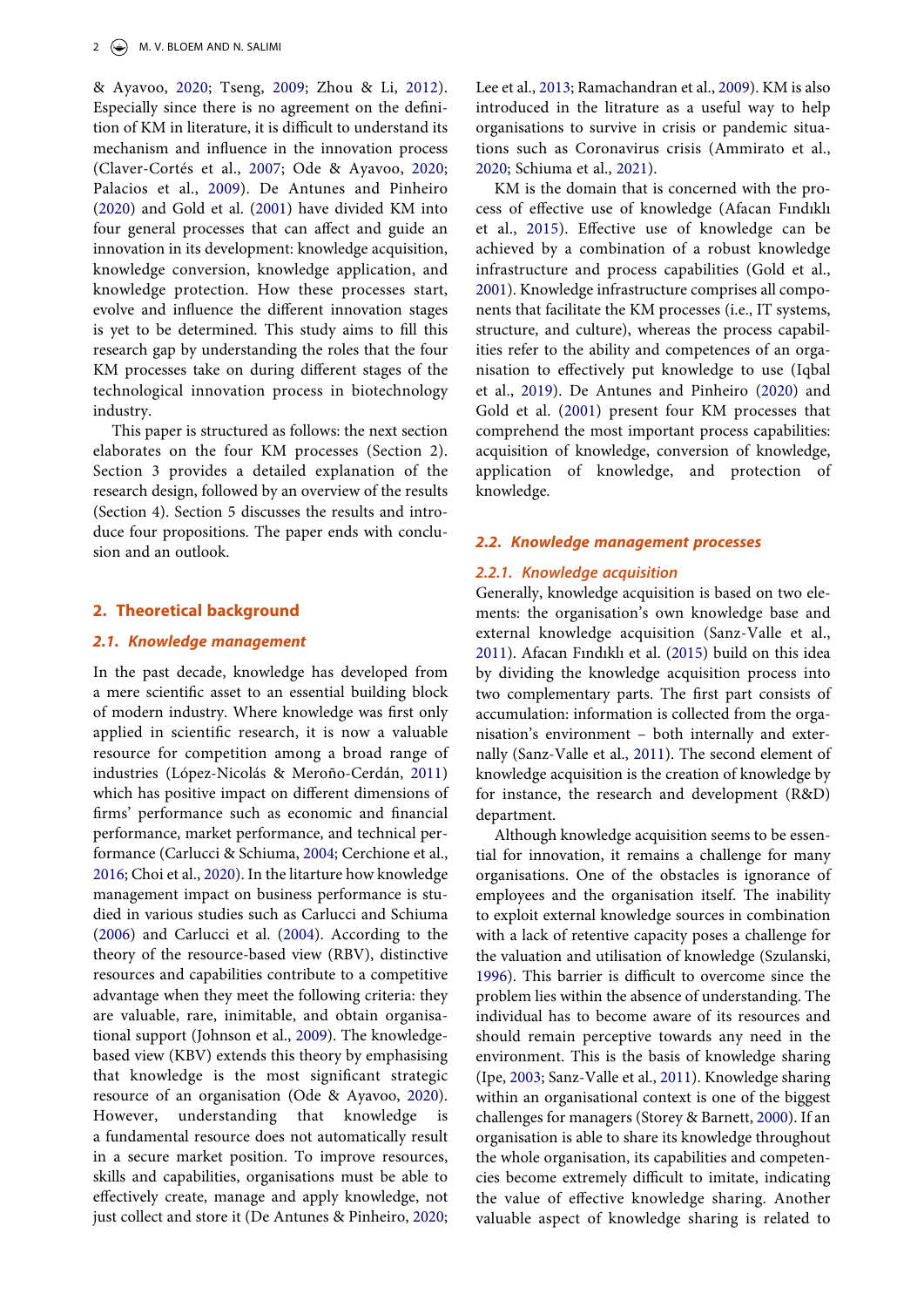& Ayavoo, 2020; Tseng, 2009; Zhou & Li, 2012). Especially since there is no agreement on the definition of KM in literature, it is difficult to understand its mechanism and influence in the innovation process (Claver-Cortés et al., 2007; Ode & Ayavoo, 2020; Palacios et al., 2009). De Antunes and Pinheiro (2020) and Gold et al. (2001) have divided KM into four general processes that can affect and guide an innovation in its development: knowledge acquisition, knowledge conversion, knowledge application, and knowledge protection. How these processes start, evolve and influence the different innovation stages is yet to be determined. This study aims to fill this research gap by understanding the roles that the four KM processes take on during different stages of the technological innovation process in biotechnology industry.

This paper is structured as follows: the next section elaborates on the four KM processes (Section 2). Section 3 provides a detailed explanation of the research design, followed by an overview of the results (Section 4). Section 5 discusses the results and introduce four propositions. The paper ends with conclusion and an outlook.

## 2. Theoretical background

### 2.1. Knowledge management

In the past decade, knowledge has developed from a mere scientific asset to an essential building block of modern industry. Where knowledge was first only applied in scientific research, it is now a valuable resource for competition among a broad range of industries (López-Nicolás & Meroño-Cerdán, 2011) which has positive impact on different dimensions of firms' performance such as economic and financial performance, market performance, and technical performance (Carlucci & Schiuma, 2004; Cerchione et al., 2016; Choi et al., 2020). In the litarture how knowledge management impact on business performance is studied in various studies such as Carlucci and Schiuma (2006) and Carlucci et al. (2004). According to the theory of the resource-based view (RBV), distinctive resources and capabilities contribute to a competitive advantage when they meet the following criteria: they are valuable, rare, inimitable, and obtain organisational support (Johnson et al., 2009). The knowledge-based view (KBV) extends this theory by emphasising that knowledge is the most significant strategic resource of an organisation (Ode & Ayavoo, 2020). However, understanding that knowledge is a fundamental resource does not automatically result in a secure market position. To improve resources, skills and capabilities, organisations must be able to effectively create, manage and apply knowledge, not just collect and store it (De Antunes & Pinheiro, 2020; Lee et al., 2013; Ramachandran et al., 2009). KM is also introduced in the litrature as a useful way to help organisations to survive in crisis or pandemic situations such as Coronavirus crisis (Ammirato et al., 2020; Schiuma et al., 2021).

KM is the domain that is concerned with the process of effective use of knowledge (Afacan Fındıklı et al., 2015). Effective use of knowledge can be achieved by a combination of a robust knowledge infrastructure and process capabilities (Gold et al., 2001). Knowledge infrastructure comprises all components that facilitate the KM processes (i.e., IT systems, structure, and culture), whereas the process capabilities refer to the ability and competences of an organisation to effectively put knowledge to use (Iqbal et al., 2019). De Antunes and Pinheiro (2020) and Gold et al. (2001) present four KM processes that comprehend the most important process capabilities: acquisition of knowledge, conversion of knowledge, application of knowledge, and protection of knowledge.

### 2.2. Knowledge management processes

#### 2.2.1. Knowledge acquisition

Generally, knowledge acquisition is based on two elements: the organisation's own knowledge base and external knowledge acquisition (Sanz-Valle et al., 2011). Afacan Fındıklı et al. (2015) build on this idea by dividing the knowledge acquisition process into two complementary parts. The first part consists of accumulation: information is collected from the organisation's environment – both internally and externally (Sanz-Valle et al., 2011). The second element of knowledge acquisition is the creation of knowledge by for instance, the research and development (R&D) department.

Although knowledge acquisition seems to be essential for innovation, it remains a challenge for many organisations. One of the obstacles is ignorance of employees and the organisation itself. The inability to exploit external knowledge sources in combination with a lack of retentive capacity poses a challenge for the valuation and utilisation of knowledge (Szulanski, 1996). This barrier is difficult to overcome since the problem lies within the absence of understanding. The individual has to become aware of its resources and should remain perceptive towards any need in the environment. This is the basis of knowledge sharing (Ipe, 2003; Sanz-Valle et al., 2011). Knowledge sharing within an organisational context is one of the biggest challenges for managers (Storey & Barnett, 2000). If an organisation is able to share its knowledge throughout the whole organisation, its capabilities and competencies become extremely difficult to imitate, indicating the value of effective knowledge sharing. Another valuable aspect of knowledge sharing is related to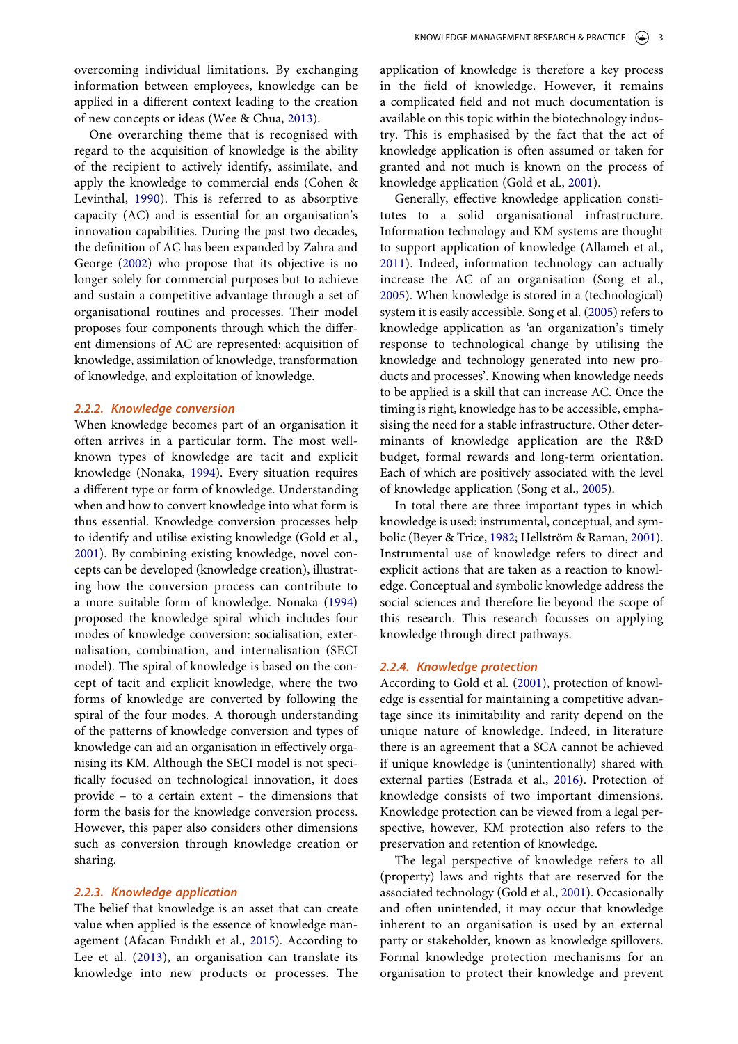overcoming individual limitations. By exchanging information between employees, knowledge can be applied in a different context leading to the creation of new concepts or ideas (Wee & Chua, 2013).

One overarching theme that is recognised with regard to the acquisition of knowledge is the ability of the recipient to actively identify, assimilate, and apply the knowledge to commercial ends (Cohen & Levinthal, 1990). This is referred to as absorptive capacity (AC) and is essential for an organisation's innovation capabilities. During the past two decades, the definition of AC has been expanded by Zahra and George (2002) who propose that its objective is no longer solely for commercial purposes but to achieve and sustain a competitive advantage through a set of organisational routines and processes. Their model proposes four components through which the different dimensions of AC are represented: acquisition of knowledge, assimilation of knowledge, transformation of knowledge, and exploitation of knowledge.

### *2.2.2. Knowledge conversion*

When knowledge becomes part of an organisation it often arrives in a particular form. The most well-known types of knowledge are tacit and explicit knowledge (Nonaka, 1994). Every situation requires a different type or form of knowledge. Understanding when and how to convert knowledge into what form is thus essential. Knowledge conversion processes help to identify and utilise existing knowledge (Gold et al., 2001). By combining existing knowledge, novel concepts can be developed (knowledge creation), illustrating how the conversion process can contribute to a more suitable form of knowledge. Nonaka (1994) proposed the knowledge spiral which includes four modes of knowledge conversion: socialisation, externalisation, combination, and internalisation (SECI model). The spiral of knowledge is based on the concept of tacit and explicit knowledge, where the two forms of knowledge are converted by following the spiral of the four modes. A thorough understanding of the patterns of knowledge conversion and types of knowledge can aid an organisation in effectively organising its KM. Although the SECI model is not specifically focused on technological innovation, it does provide – to a certain extent – the dimensions that form the basis for the knowledge conversion process. However, this paper also considers other dimensions such as conversion through knowledge creation or sharing.

### *2.2.3. Knowledge application*

The belief that knowledge is an asset that can create value when applied is the essence of knowledge management (Afacan Fındıklı et al., 2015). According to Lee et al. (2013), an organisation can translate its knowledge into new products or processes. The application of knowledge is therefore a key process in the field of knowledge. However, it remains a complicated field and not much documentation is available on this topic within the biotechnology industry. This is emphasised by the fact that the act of knowledge application is often assumed or taken for granted and not much is known on the process of knowledge application (Gold et al., 2001).

Generally, effective knowledge application constitutes to a solid organisational infrastructure. Information technology and KM systems are thought to support application of knowledge (Allameh et al., 2011). Indeed, information technology can actually increase the AC of an organisation (Song et al., 2005). When knowledge is stored in a (technological) system it is easily accessible. Song et al. (2005) refers to knowledge application as 'an organization's timely response to technological change by utilising the knowledge and technology generated into new products and processes'. Knowing when knowledge needs to be applied is a skill that can increase AC. Once the timing is right, knowledge has to be accessible, emphasising the need for a stable infrastructure. Other determinants of knowledge application are the R&D budget, formal rewards and long-term orientation. Each of which are positively associated with the level of knowledge application (Song et al., 2005).

In total there are three important types in which knowledge is used: instrumental, conceptual, and symbolic (Beyer & Trice, 1982; Hellström & Raman, 2001). Instrumental use of knowledge refers to direct and explicit actions that are taken as a reaction to knowledge. Conceptual and symbolic knowledge address the social sciences and therefore lie beyond the scope of this research. This research focusses on applying knowledge through direct pathways.

### *2.2.4. Knowledge protection*

According to Gold et al. (2001), protection of knowledge is essential for maintaining a competitive advantage since its inimitability and rarity depend on the unique nature of knowledge. Indeed, in literature there is an agreement that a SCA cannot be achieved if unique knowledge is (unintentionally) shared with external parties (Estrada et al., 2016). Protection of knowledge consists of two important dimensions. Knowledge protection can be viewed from a legal perspective, however, KM protection also refers to the preservation and retention of knowledge.

The legal perspective of knowledge refers to all (property) laws and rights that are reserved for the associated technology (Gold et al., 2001). Occasionally and often unintended, it may occur that knowledge inherent to an organisation is used by an external party or stakeholder, known as knowledge spillovers. Formal knowledge protection mechanisms for an organisation to protect their knowledge and prevent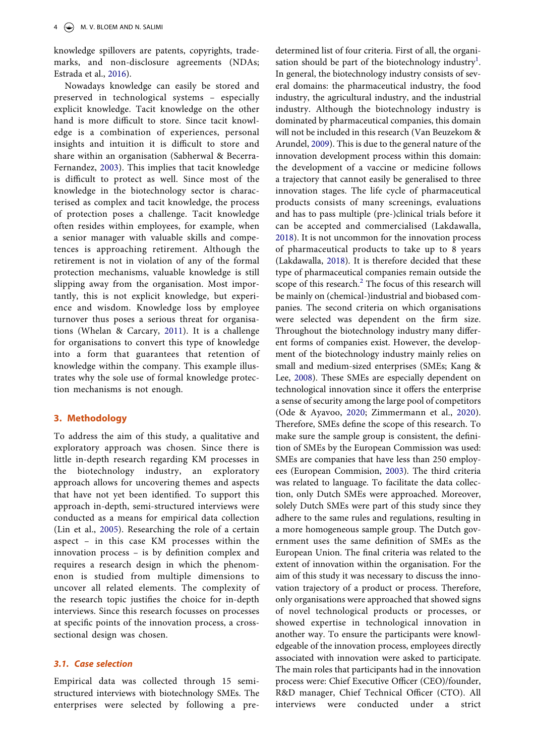knowledge spillovers are patents, copyrights, trademarks, and non-disclosure agreements (NDAs; Estrada et al., 2016).

Nowadays knowledge can easily be stored and preserved in technological systems – especially explicit knowledge. Tacit knowledge on the other hand is more difficult to store. Since tacit knowledge is a combination of experiences, personal insights and intuition it is difficult to store and share within an organisation (Sabherwal & Becerra-Fernandez, 2003). This implies that tacit knowledge is difficult to protect as well. Since most of the knowledge in the biotechnology sector is characterised as complex and tacit knowledge, the process of protection poses a challenge. Tacit knowledge often resides within employees, for example, when a senior manager with valuable skills and competences is approaching retirement. Although the retirement is not in violation of any of the formal protection mechanisms, valuable knowledge is still slipping away from the organisation. Most importantly, this is not explicit knowledge, but experience and wisdom. Knowledge loss by employee turnover thus poses a serious threat for organisations (Whelan & Carcary, 2011). It is a challenge for organisations to convert this type of knowledge into a form that guarantees that retention of knowledge within the company. This example illustrates why the sole use of formal knowledge protection mechanisms is not enough.

## 3. Methodology

To address the aim of this study, a qualitative and exploratory approach was chosen. Since there is little in-depth research regarding KM processes in the biotechnology industry, an exploratory approach allows for uncovering themes and aspects that have not yet been identified. To support this approach in-depth, semi-structured interviews were conducted as a means for empirical data collection (Lin et al., 2005). Researching the role of a certain aspect – in this case KM processes within the innovation process – is by definition complex and requires a research design in which the phenomenon is studied from multiple dimensions to uncover all related elements. The complexity of the research topic justifies the choice for in-depth interviews. Since this research focusses on processes at specific points of the innovation process, a cross-sectional design was chosen.

### 3.1. Case selection

Empirical data was collected through 15 semi-structured interviews with biotechnology SMEs. The enterprises were selected by following a pre-determined list of four criteria. First of all, the organisation should be part of the biotechnology industry[1]. In general, the biotechnology industry consists of several domains: the pharmaceutical industry, the food industry, the agricultural industry, and the industrial industry. Although the biotechnology industry is dominated by pharmaceutical companies, this domain will not be included in this research (Van Beuzekom & Arundel, 2009). This is due to the general nature of the innovation development process within this domain: the development of a vaccine or medicine follows a trajectory that cannot easily be generalised to three innovation stages. The life cycle of pharmaceutical products consists of many screenings, evaluations and has to pass multiple (pre-)clinical trials before it can be accepted and commercialised (Lakdawalla, 2018). It is not uncommon for the innovation process of pharmaceutical products to take up to 8 years (Lakdawalla, 2018). It is therefore decided that these type of pharmaceutical companies remain outside the scope of this research.[2] The focus of this research will be mainly on (chemical-)industrial and biobased companies. The second criteria on which organisations were selected was dependent on the firm size. Throughout the biotechnology industry many different forms of companies exist. However, the development of the biotechnology industry mainly relies on small and medium-sized enterprises (SMEs; Kang & Lee, 2008). These SMEs are especially dependent on technological innovation since it offers the enterprise a sense of security among the large pool of competitors (Ode & Ayavoo, 2020; Zimmermann et al., 2020). Therefore, SMEs define the scope of this research. To make sure the sample group is consistent, the definition of SMEs by the European Commission was used: SMEs are companies that have less than 250 employees (European Commision, 2003). The third criteria was related to language. To facilitate the data collection, only Dutch SMEs were approached. Moreover, solely Dutch SMEs were part of this study since they adhere to the same rules and regulations, resulting in a more homogeneous sample group. The Dutch government uses the same definition of SMEs as the European Union. The final criteria was related to the extent of innovation within the organisation. For the aim of this study it was necessary to discuss the innovation trajectory of a product or process. Therefore, only organisations were approached that showed signs of novel technological products or processes, or showed expertise in technological innovation in another way. To ensure the participants were knowledgeable of the innovation process, employees directly associated with innovation were asked to participate. The main roles that participants had in the innovation process were: Chief Executive Officer (CEO)/founder, R&D manager, Chief Technical Officer (CTO). All interviews were conducted under a strict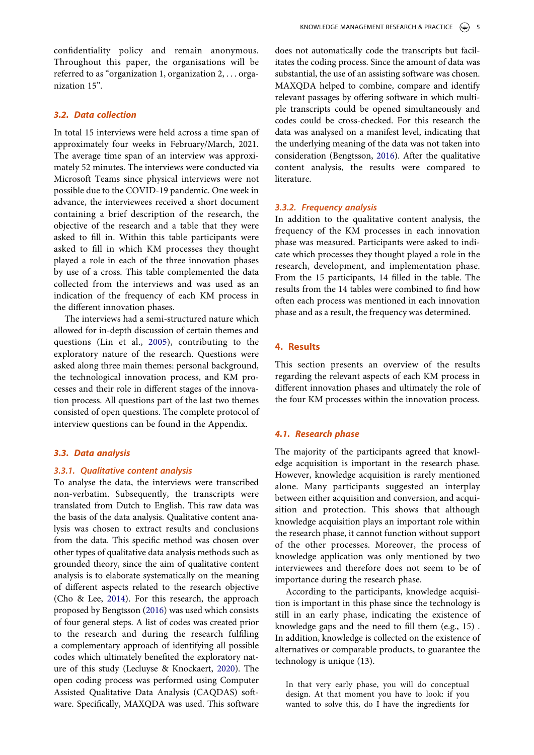confidentiality policy and remain anonymous. Throughout this paper, the organisations will be referred to as "organization 1, organization 2, . . . organization 15".

### 3.2. Data collection

In total 15 interviews were held across a time span of approximately four weeks in February/March, 2021. The average time span of an interview was approximately 52 minutes. The interviews were conducted via Microsoft Teams since physical interviews were not possible due to the COVID-19 pandemic. One week in advance, the interviewees received a short document containing a brief description of the research, the objective of the research and a table that they were asked to fill in. Within this table participants were asked to fill in which KM processes they thought played a role in each of the three innovation phases by use of a cross. This table complemented the data collected from the interviews and was used as an indication of the frequency of each KM process in the different innovation phases.

The interviews had a semi-structured nature which allowed for in-depth discussion of certain themes and questions (Lin et al., 2005), contributing to the exploratory nature of the research. Questions were asked along three main themes: personal background, the technological innovation process, and KM processes and their role in different stages of the innovation process. All questions part of the last two themes consisted of open questions. The complete protocol of interview questions can be found in the Appendix.

### 3.3. Data analysis

#### 3.3.1. Qualitative content analysis

To analyse the data, the interviews were transcribed non-verbatim. Subsequently, the transcripts were translated from Dutch to English. This raw data was the basis of the data analysis. Qualitative content analysis was chosen to extract results and conclusions from the data. This specific method was chosen over other types of qualitative data analysis methods such as grounded theory, since the aim of qualitative content analysis is to elaborate systematically on the meaning of different aspects related to the research objective (Cho & Lee, 2014). For this research, the approach proposed by Bengtsson (2016) was used which consists of four general steps. A list of codes was created prior to the research and during the research fulfiling a complementary approach of identifying all possible codes which ultimately benefited the exploratory nature of this study (Lecluyse & Knockaert, 2020). The open coding process was performed using Computer Assisted Qualitative Data Analysis (CAQDAS) software. Specifically, MAXQDA was used. This software does not automatically code the transcripts but facilitates the coding process. Since the amount of data was substantial, the use of an assisting software was chosen. MAXQDA helped to combine, compare and identify relevant passages by offering software in which multiple transcripts could be opened simultaneously and codes could be cross-checked. For this research the data was analysed on a manifest level, indicating that the underlying meaning of the data was not taken into consideration (Bengtsson, 2016). After the qualitative content analysis, the results were compared to literature.

#### 3.3.2. Frequency analysis

In addition to the qualitative content analysis, the frequency of the KM processes in each innovation phase was measured. Participants were asked to indicate which processes they thought played a role in the research, development, and implementation phase. From the 15 participants, 14 filled in the table. The results from the 14 tables were combined to find how often each process was mentioned in each innovation phase and as a result, the frequency was determined.

## 4. Results

This section presents an overview of the results regarding the relevant aspects of each KM process in different innovation phases and ultimately the role of the four KM processes within the innovation process.

### 4.1. Research phase

The majority of the participants agreed that knowledge acquisition is important in the research phase. However, knowledge acquisition is rarely mentioned alone. Many participants suggested an interplay between either acquisition and conversion, and acquisition and protection. This shows that although knowledge acquisition plays an important role within the research phase, it cannot function without support of the other processes. Moreover, the process of knowledge application was only mentioned by two interviewees and therefore does not seem to be of importance during the research phase.

According to the participants, knowledge acquisition is important in this phase since the technology is still in an early phase, indicating the existence of knowledge gaps and the need to fill them (e.g., 15) . In addition, knowledge is collected on the existence of alternatives or comparable products, to guarantee the technology is unique (13).

> In that very early phase, you will do conceptual design. At that moment you have to look: if you wanted to solve this, do I have the ingredients for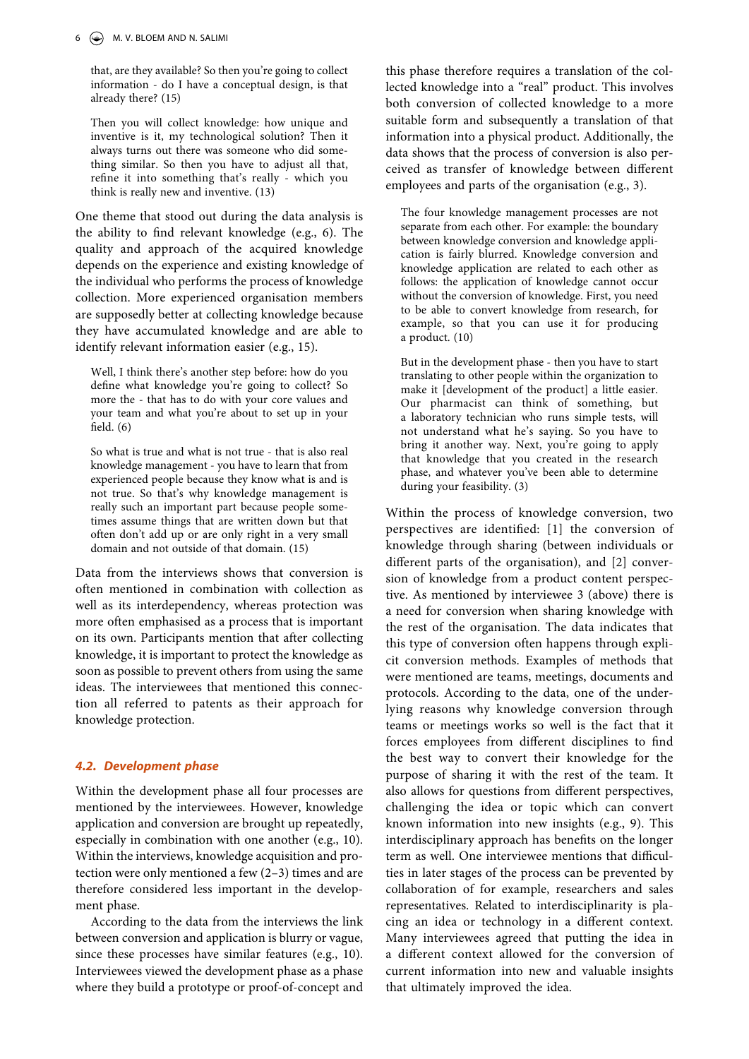that, are they available? So then you're going to collect information - do I have a conceptual design, is that already there? (15)

> Then you will collect knowledge: how unique and inventive is it, my technological solution? Then it always turns out there was someone who did something similar. So then you have to adjust all that, refine it into something that's really - which you think is really new and inventive. (13)

One theme that stood out during the data analysis is the ability to find relevant knowledge (e.g., 6). The quality and approach of the acquired knowledge depends on the experience and existing knowledge of the individual who performs the process of knowledge collection. More experienced organisation members are supposedly better at collecting knowledge because they have accumulated knowledge and are able to identify relevant information easier (e.g., 15).

> Well, I think there's another step before: how do you define what knowledge you're going to collect? So more the - that has to do with your core values and your team and what you're about to set up in your field. (6)

> So what is true and what is not true - that is also real knowledge management - you have to learn that from experienced people because they know what is and is not true. So that's why knowledge management is really such an important part because people sometimes assume things that are written down but that often don't add up or are only right in a very small domain and not outside of that domain. (15)

Data from the interviews shows that conversion is often mentioned in combination with collection as well as its interdependency, whereas protection was more often emphasised as a process that is important on its own. Participants mention that after collecting knowledge, it is important to protect the knowledge as soon as possible to prevent others from using the same ideas. The interviewees that mentioned this connection all referred to patents as their approach for knowledge protection.

### 4.2. *Development phase*

Within the development phase all four processes are mentioned by the interviewees. However, knowledge application and conversion are brought up repeatedly, especially in combination with one another (e.g., 10). Within the interviews, knowledge acquisition and protection were only mentioned a few (2–3) times and are therefore considered less important in the development phase.

According to the data from the interviews the link between conversion and application is blurry or vague, since these processes have similar features (e.g., 10). Interviewees viewed the development phase as a phase where they build a prototype or proof-of-concept and this phase therefore requires a translation of the collected knowledge into a "real" product. This involves both conversion of collected knowledge to a more suitable form and subsequently a translation of that information into a physical product. Additionally, the data shows that the process of conversion is also perceived as transfer of knowledge between different employees and parts of the organisation (e.g., 3).

> The four knowledge management processes are not separate from each other. For example: the boundary between knowledge conversion and knowledge application is fairly blurred. Knowledge conversion and knowledge application are related to each other as follows: the application of knowledge cannot occur without the conversion of knowledge. First, you need to be able to convert knowledge from research, for example, so that you can use it for producing a product. (10)

> But in the development phase - then you have to start translating to other people within the organization to make it [development of the product] a little easier. Our pharmacist can think of something, but a laboratory technician who runs simple tests, will not understand what he's saying. So you have to bring it another way. Next, you're going to apply that knowledge that you created in the research phase, and whatever you've been able to determine during your feasibility. (3)

Within the process of knowledge conversion, two perspectives are identified: [1] the conversion of knowledge through sharing (between individuals or different parts of the organisation), and [2] conversion of knowledge from a product content perspective. As mentioned by interviewee 3 (above) there is a need for conversion when sharing knowledge with the rest of the organisation. The data indicates that this type of conversion often happens through explicit conversion methods. Examples of methods that were mentioned are teams, meetings, documents and protocols. According to the data, one of the underlying reasons why knowledge conversion through teams or meetings works so well is the fact that it forces employees from different disciplines to find the best way to convert their knowledge for the purpose of sharing it with the rest of the team. It also allows for questions from different perspectives, challenging the idea or topic which can convert known information into new insights (e.g., 9). This interdisciplinary approach has benefits on the longer term as well. One interviewee mentions that difficulties in later stages of the process can be prevented by collaboration of for example, researchers and sales representatives. Related to interdisciplinarity is placing an idea or technology in a different context. Many interviewees agreed that putting the idea in a different context allowed for the conversion of current information into new and valuable insights that ultimately improved the idea.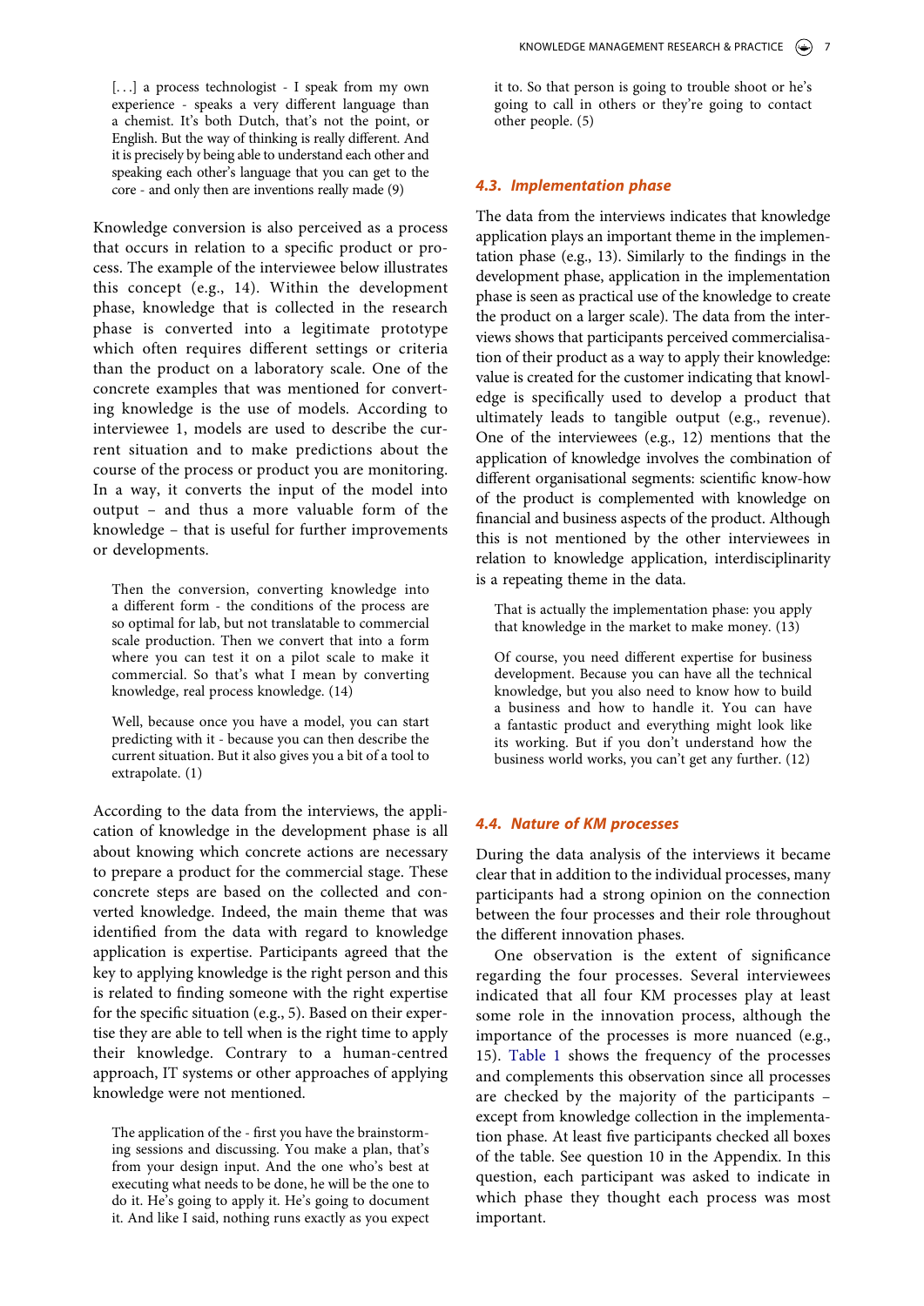[…] a process technologist - I speak from my own experience - speaks a very different language than a chemist. It's both Dutch, that's not the point, or English. But the way of thinking is really different. And it is precisely by being able to understand each other and speaking each other's language that you can get to the core - and only then are inventions really made (9)

Knowledge conversion is also perceived as a process that occurs in relation to a specific product or process. The example of the interviewee below illustrates this concept (e.g., 14). Within the development phase, knowledge that is collected in the research phase is converted into a legitimate prototype which often requires different settings or criteria than the product on a laboratory scale. One of the concrete examples that was mentioned for converting knowledge is the use of models. According to interviewee 1, models are used to describe the current situation and to make predictions about the course of the process or product you are monitoring. In a way, it converts the input of the model into output – and thus a more valuable form of the knowledge – that is useful for further improvements or developments.

Then the conversion, converting knowledge into a different form - the conditions of the process are so optimal for lab, but not translatable to commercial scale production. Then we convert that into a form where you can test it on a pilot scale to make it commercial. So that's what I mean by converting knowledge, real process knowledge. (14)

Well, because once you have a model, you can start predicting with it - because you can then describe the current situation. But it also gives you a bit of a tool to extrapolate. (1)

According to the data from the interviews, the application of knowledge in the development phase is all about knowing which concrete actions are necessary to prepare a product for the commercial stage. These concrete steps are based on the collected and converted knowledge. Indeed, the main theme that was identified from the data with regard to knowledge application is expertise. Participants agreed that the key to applying knowledge is the right person and this is related to finding someone with the right expertise for the specific situation (e.g., 5). Based on their expertise they are able to tell when is the right time to apply their knowledge. Contrary to a human-centred approach, IT systems or other approaches of applying knowledge were not mentioned.

The application of the - first you have the brainstorming sessions and discussing. You make a plan, that's from your design input. And the one who's best at executing what needs to be done, he will be the one to do it. He's going to apply it. He's going to document it. And like I said, nothing runs exactly as you expect it to. So that person is going to trouble shoot or he's going to call in others or they're going to contact other people. (5)

### 4.3. Implementation phase

The data from the interviews indicates that knowledge application plays an important theme in the implementation phase (e.g., 13). Similarly to the findings in the development phase, application in the implementation phase is seen as practical use of the knowledge to create the product on a larger scale). The data from the interviews shows that participants perceived commercialisation of their product as a way to apply their knowledge: value is created for the customer indicating that knowledge is specifically used to develop a product that ultimately leads to tangible output (e.g., revenue). One of the interviewees (e.g., 12) mentions that the application of knowledge involves the combination of different organisational segments: scientific know-how of the product is complemented with knowledge on financial and business aspects of the product. Although this is not mentioned by the other interviewees in relation to knowledge application, interdisciplinarity is a repeating theme in the data.

That is actually the implementation phase: you apply that knowledge in the market to make money. (13)

Of course, you need different expertise for business development. Because you can have all the technical knowledge, but you also need to know how to build a business and how to handle it. You can have a fantastic product and everything might look like its working. But if you don't understand how the business world works, you can't get any further. (12)

### 4.4. Nature of KM processes

During the data analysis of the interviews it became clear that in addition to the individual processes, many participants had a strong opinion on the connection between the four processes and their role throughout the different innovation phases.

One observation is the extent of significance regarding the four processes. Several interviewees indicated that all four KM processes play at least some role in the innovation process, although the importance of the processes is more nuanced (e.g., 15). Table 1 shows the frequency of the processes and complements this observation since all processes are checked by the majority of the participants – except from knowledge collection in the implementation phase. At least five participants checked all boxes of the table. See question 10 in the Appendix. In this question, each participant was asked to indicate in which phase they thought each process was most important.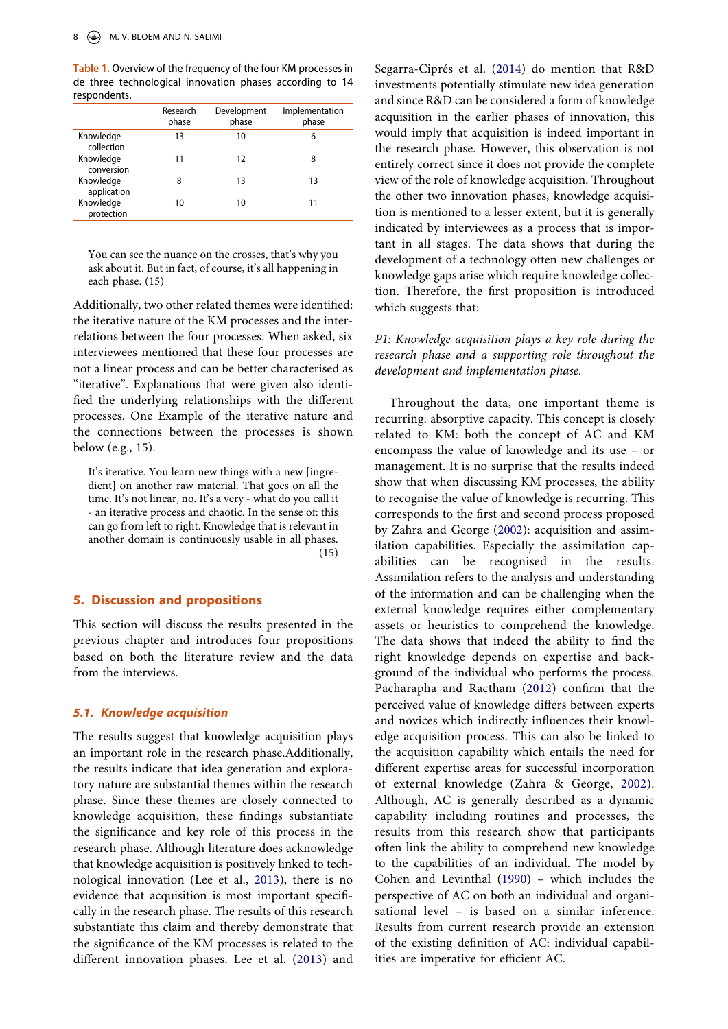**Table 1.** Overview of the frequency of the four KM processes in de three technological innovation phases according to 14 respondents.

| | Research phase | Development phase | Implementation phase |
|---|---|---|---|
| Knowledge collection | 13 | 10 | 6 |
| Knowledge conversion | 11 | 12 | 8 |
| Knowledge application | 8 | 13 | 13 |
| Knowledge protection | 10 | 10 | 11 |

> You can see the nuance on the crosses, that's why you ask about it. But in fact, of course, it's all happening in each phase. (15)

Additionally, two other related themes were identified: the iterative nature of the KM processes and the interrelations between the four processes. When asked, six interviewees mentioned that these four processes are not a linear process and can be better characterised as "iterative". Explanations that were given also identified the underlying relationships with the different processes. One Example of the iterative nature and the connections between the processes is shown below (e.g., 15).

> It's iterative. You learn new things with a new [ingredient] on another raw material. That goes on all the time. It's not linear, no. It's a very - what do you call it - an iterative process and chaotic. In the sense of: this can go from left to right. Knowledge that is relevant in another domain is continuously usable in all phases. (15)

## 5. Discussion and propositions

This section will discuss the results presented in the previous chapter and introduces four propositions based on both the literature review and the data from the interviews.

### 5.1. Knowledge acquisition

The results suggest that knowledge acquisition plays an important role in the research phase.Additionally, the results indicate that idea generation and exploratory nature are substantial themes within the research phase. Since these themes are closely connected to knowledge acquisition, these findings substantiate the significance and key role of this process in the research phase. Although literature does acknowledge that knowledge acquisition is positively linked to technological innovation (Lee et al., 2013), there is no evidence that acquisition is most important specifically in the research phase. The results of this research substantiate this claim and thereby demonstrate that the significance of the KM processes is related to the different innovation phases. Lee et al. (2013) and Segarra-Ciprés et al. (2014) do mention that R&D investments potentially stimulate new idea generation and since R&D can be considered a form of knowledge acquisition in the earlier phases of innovation, this would imply that acquisition is indeed important in the research phase. However, this observation is not entirely correct since it does not provide the complete view of the role of knowledge acquisition. Throughout the other two innovation phases, knowledge acquisition is mentioned to a lesser extent, but it is generally indicated by interviewees as a process that is important in all stages. The data shows that during the development of a technology often new challenges or knowledge gaps arise which require knowledge collection. Therefore, the first proposition is introduced which suggests that:

*P1: Knowledge acquisition plays a key role during the research phase and a supporting role throughout the development and implementation phase.*

Throughout the data, one important theme is recurring: absorptive capacity. This concept is closely related to KM: both the concept of AC and KM encompass the value of knowledge and its use – or management. It is no surprise that the results indeed show that when discussing KM processes, the ability to recognise the value of knowledge is recurring. This corresponds to the first and second process proposed by Zahra and George (2002): acquisition and assimilation capabilities. Especially the assimilation capabilities can be recognised in the results. Assimilation refers to the analysis and understanding of the information and can be challenging when the external knowledge requires either complementary assets or heuristics to comprehend the knowledge. The data shows that indeed the ability to find the right knowledge depends on expertise and background of the individual who performs the process. Pacharapha and Ractham (2012) confirm that the perceived value of knowledge differs between experts and novices which indirectly influences their knowledge acquisition process. This can also be linked to the acquisition capability which entails the need for different expertise areas for successful incorporation of external knowledge (Zahra & George, 2002). Although, AC is generally described as a dynamic capability including routines and processes, the results from this research show that participants often link the ability to comprehend new knowledge to the capabilities of an individual. The model by Cohen and Levinthal (1990) – which includes the perspective of AC on both an individual and organisational level – is based on a similar inference. Results from current research provide an extension of the existing definition of AC: individual capabilities are imperative for efficient AC.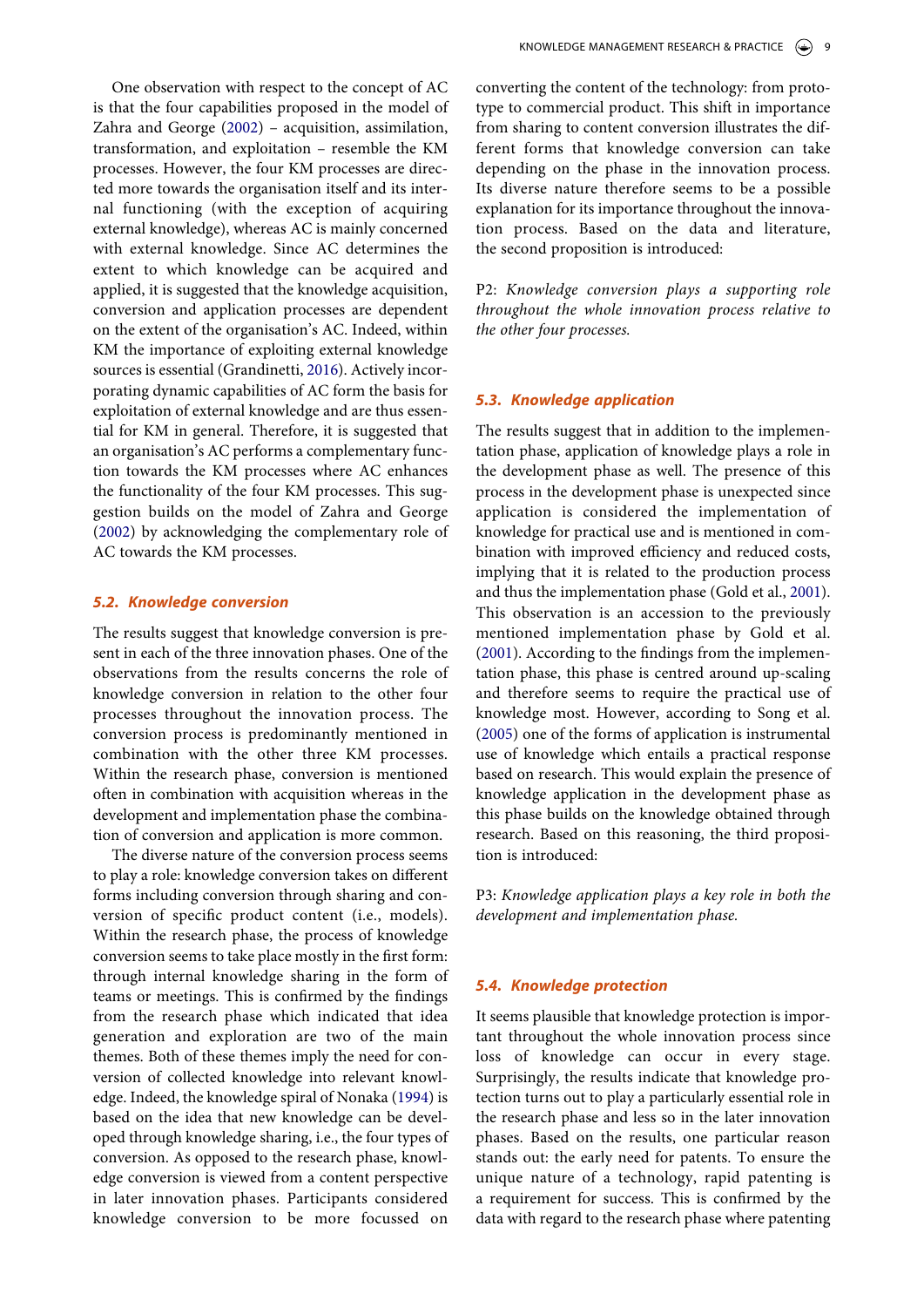One observation with respect to the concept of AC is that the four capabilities proposed in the model of Zahra and George (2002) – acquisition, assimilation, transformation, and exploitation – resemble the KM processes. However, the four KM processes are directed more towards the organisation itself and its internal functioning (with the exception of acquiring external knowledge), whereas AC is mainly concerned with external knowledge. Since AC determines the extent to which knowledge can be acquired and applied, it is suggested that the knowledge acquisition, conversion and application processes are dependent on the extent of the organisation's AC. Indeed, within KM the importance of exploiting external knowledge sources is essential (Grandinetti, 2016). Actively incorporating dynamic capabilities of AC form the basis for exploitation of external knowledge and are thus essential for KM in general. Therefore, it is suggested that an organisation's AC performs a complementary function towards the KM processes where AC enhances the functionality of the four KM processes. This suggestion builds on the model of Zahra and George (2002) by acknowledging the complementary role of AC towards the KM processes.

### 5.2. Knowledge conversion

The results suggest that knowledge conversion is present in each of the three innovation phases. One of the observations from the results concerns the role of knowledge conversion in relation to the other four processes throughout the innovation process. The conversion process is predominantly mentioned in combination with the other three KM processes. Within the research phase, conversion is mentioned often in combination with acquisition whereas in the development and implementation phase the combination of conversion and application is more common.

The diverse nature of the conversion process seems to play a role: knowledge conversion takes on different forms including conversion through sharing and conversion of specific product content (i.e., models). Within the research phase, the process of knowledge conversion seems to take place mostly in the first form: through internal knowledge sharing in the form of teams or meetings. This is confirmed by the findings from the research phase which indicated that idea generation and exploration are two of the main themes. Both of these themes imply the need for conversion of collected knowledge into relevant knowledge. Indeed, the knowledge spiral of Nonaka (1994) is based on the idea that new knowledge can be developed through knowledge sharing, i.e., the four types of conversion. As opposed to the research phase, knowledge conversion is viewed from a content perspective in later innovation phases. Participants considered knowledge conversion to be more focussed on converting the content of the technology: from prototype to commercial product. This shift in importance from sharing to content conversion illustrates the different forms that knowledge conversion can take depending on the phase in the innovation process. Its diverse nature therefore seems to be a possible explanation for its importance throughout the innovation process. Based on the data and literature, the second proposition is introduced:

P2: *Knowledge conversion plays a supporting role throughout the whole innovation process relative to the other four processes.*

### 5.3. Knowledge application

The results suggest that in addition to the implementation phase, application of knowledge plays a role in the development phase as well. The presence of this process in the development phase is unexpected since application is considered the implementation of knowledge for practical use and is mentioned in combination with improved efficiency and reduced costs, implying that it is related to the production process and thus the implementation phase (Gold et al., 2001). This observation is an accession to the previously mentioned implementation phase by Gold et al. (2001). According to the findings from the implementation phase, this phase is centred around up-scaling and therefore seems to require the practical use of knowledge most. However, according to Song et al. (2005) one of the forms of application is instrumental use of knowledge which entails a practical response based on research. This would explain the presence of knowledge application in the development phase as this phase builds on the knowledge obtained through research. Based on this reasoning, the third proposition is introduced:

P3: *Knowledge application plays a key role in both the development and implementation phase.*

### 5.4. Knowledge protection

It seems plausible that knowledge protection is important throughout the whole innovation process since loss of knowledge can occur in every stage. Surprisingly, the results indicate that knowledge protection turns out to play a particularly essential role in the research phase and less so in the later innovation phases. Based on the results, one particular reason stands out: the early need for patents. To ensure the unique nature of a technology, rapid patenting is a requirement for success. This is confirmed by the data with regard to the research phase where patenting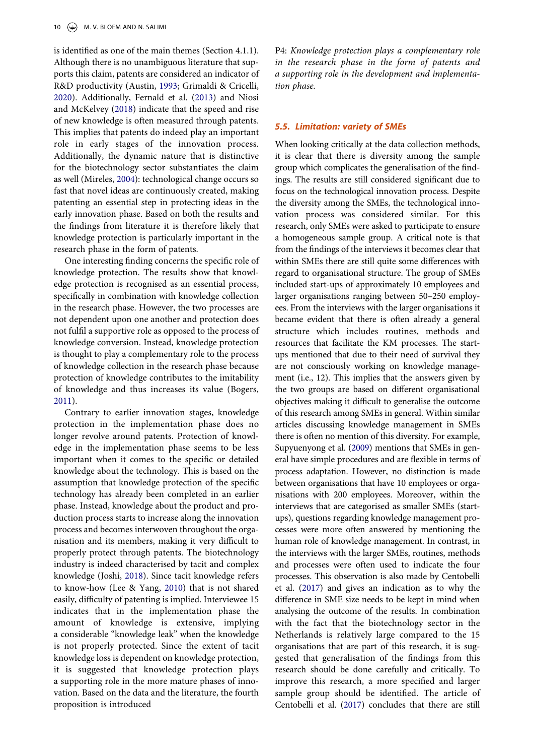is identified as one of the main themes (Section 4.1.1). Although there is no unambiguous literature that supports this claim, patents are considered an indicator of R&D productivity (Austin, 1993; Grimaldi & Cricelli, 2020). Additionally, Fernald et al. (2013) and Niosi and McKelvey (2018) indicate that the speed and rise of new knowledge is often measured through patents. This implies that patents do indeed play an important role in early stages of the innovation process. Additionally, the dynamic nature that is distinctive for the biotechnology sector substantiates the claim as well (Mireles, 2004): technological change occurs so fast that novel ideas are continuously created, making patenting an essential step in protecting ideas in the early innovation phase. Based on both the results and the findings from literature it is therefore likely that knowledge protection is particularly important in the research phase in the form of patents.

One interesting finding concerns the specific role of knowledge protection. The results show that knowledge protection is recognised as an essential process, specifically in combination with knowledge collection in the research phase. However, the two processes are not dependent upon one another and protection does not fulfil a supportive role as opposed to the process of knowledge conversion. Instead, knowledge protection is thought to play a complementary role to the process of knowledge collection in the research phase because protection of knowledge contributes to the imitability of knowledge and thus increases its value (Bogers, 2011).

Contrary to earlier innovation stages, knowledge protection in the implementation phase does no longer revolve around patents. Protection of knowledge in the implementation phase seems to be less important when it comes to the specific or detailed knowledge about the technology. This is based on the assumption that knowledge protection of the specific technology has already been completed in an earlier phase. Instead, knowledge about the product and production process starts to increase along the innovation process and becomes interwoven throughout the organisation and its members, making it very difficult to properly protect through patents. The biotechnology industry is indeed characterised by tacit and complex knowledge (Joshi, 2018). Since tacit knowledge refers to know-how (Lee & Yang, 2010) that is not shared easily, difficulty of patenting is implied. Interviewee 15 indicates that in the implementation phase the amount of knowledge is extensive, implying a considerable "knowledge leak" when the knowledge is not properly protected. Since the extent of tacit knowledge loss is dependent on knowledge protection, it is suggested that knowledge protection plays a supporting role in the more mature phases of innovation. Based on the data and the literature, the fourth proposition is introduced

P4: *Knowledge protection plays a complementary role in the research phase in the form of patents and a supporting role in the development and implementation phase.*

### 5.5. Limitation: variety of SMEs

When looking critically at the data collection methods, it is clear that there is diversity among the sample group which complicates the generalisation of the findings. The results are still considered significant due to focus on the technological innovation process. Despite the diversity among the SMEs, the technological innovation process was considered similar. For this research, only SMEs were asked to participate to ensure a homogeneous sample group. A critical note is that from the findings of the interviews it becomes clear that within SMEs there are still quite some differences with regard to organisational structure. The group of SMEs included start-ups of approximately 10 employees and larger organisations ranging between 50–250 employees. From the interviews with the larger organisations it became evident that there is often already a general structure which includes routines, methods and resources that facilitate the KM processes. The start-ups mentioned that due to their need of survival they are not consciously working on knowledge management (i.e., 12). This implies that the answers given by the two groups are based on different organisational objectives making it difficult to generalise the outcome of this research among SMEs in general. Within similar articles discussing knowledge management in SMEs there is often no mention of this diversity. For example, Supyuenyong et al. (2009) mentions that SMEs in general have simple procedures and are flexible in terms of process adaptation. However, no distinction is made between organisations that have 10 employees or organisations with 200 employees. Moreover, within the interviews that are categorised as smaller SMEs (start-ups), questions regarding knowledge management processes were more often answered by mentioning the human role of knowledge management. In contrast, in the interviews with the larger SMEs, routines, methods and processes were often used to indicate the four processes. This observation is also made by Centobelli et al. (2017) and gives an indication as to why the difference in SME size needs to be kept in mind when analysing the outcome of the results. In combination with the fact that the biotechnology sector in the Netherlands is relatively large compared to the 15 organisations that are part of this research, it is suggested that generalisation of the findings from this research should be done carefully and critically. To improve this research, a more specified and larger sample group should be identified. The article of Centobelli et al. (2017) concludes that there are still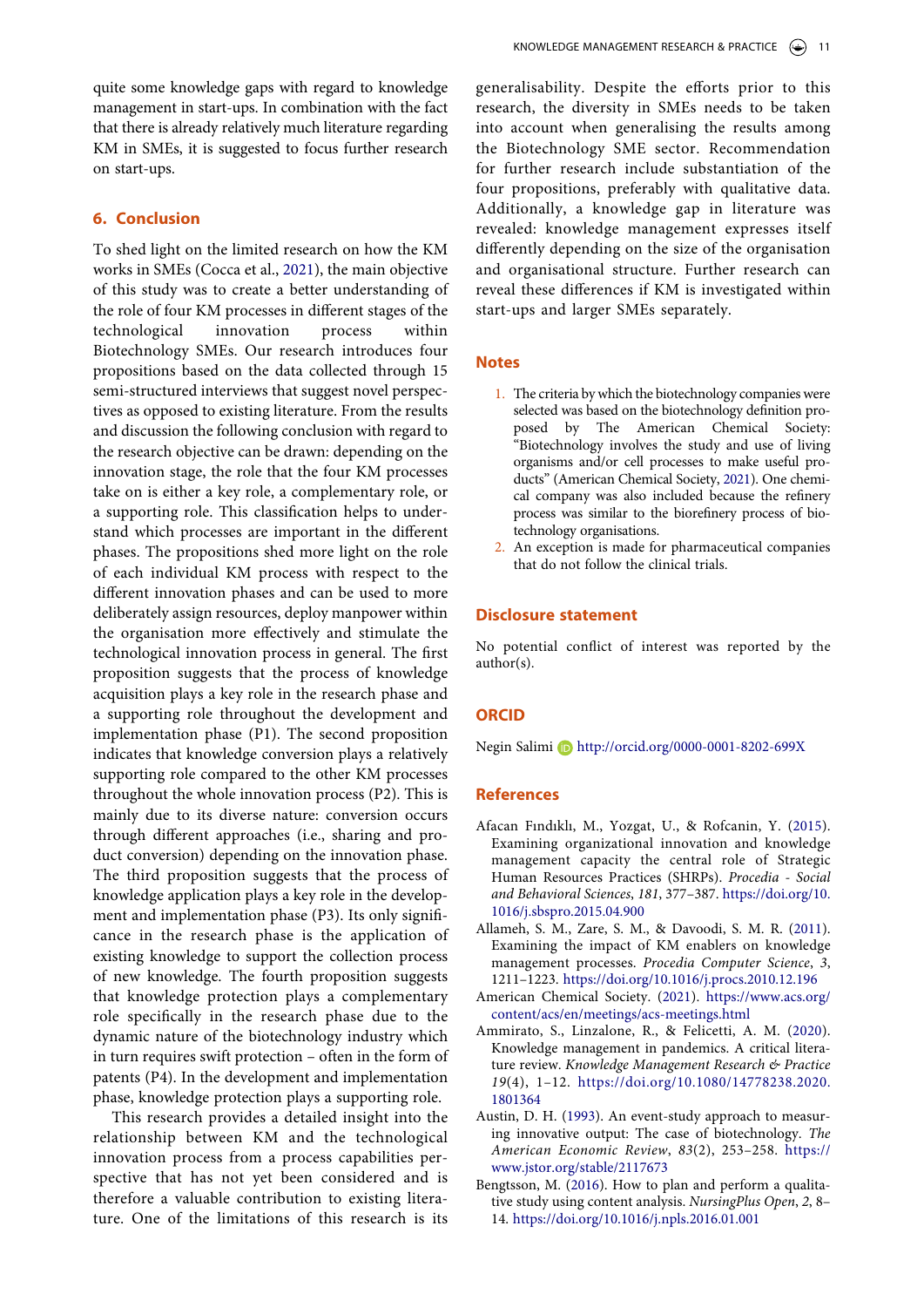quite some knowledge gaps with regard to knowledge management in start-ups. In combination with the fact that there is already relatively much literature regarding KM in SMEs, it is suggested to focus further research on start-ups.

## 6. Conclusion

To shed light on the limited research on how the KM works in SMEs (Cocca et al., 2021), the main objective of this study was to create a better understanding of the role of four KM processes in different stages of the technological innovation process within Biotechnology SMEs. Our research introduces four propositions based on the data collected through 15 semi-structured interviews that suggest novel perspectives as opposed to existing literature. From the results and discussion the following conclusion with regard to the research objective can be drawn: depending on the innovation stage, the role that the four KM processes take on is either a key role, a complementary role, or a supporting role. This classification helps to understand which processes are important in the different phases. The propositions shed more light on the role of each individual KM process with respect to the different innovation phases and can be used to more deliberately assign resources, deploy manpower within the organisation more effectively and stimulate the technological innovation process in general. The first proposition suggests that the process of knowledge acquisition plays a key role in the research phase and a supporting role throughout the development and implementation phase (P1). The second proposition indicates that knowledge conversion plays a relatively supporting role compared to the other KM processes throughout the whole innovation process (P2). This is mainly due to its diverse nature: conversion occurs through different approaches (i.e., sharing and product conversion) depending on the innovation phase. The third proposition suggests that the process of knowledge application plays a key role in the development and implementation phase (P3). Its only significance in the research phase is the application of existing knowledge to support the collection process of new knowledge. The fourth proposition suggests that knowledge protection plays a complementary role specifically in the research phase due to the dynamic nature of the biotechnology industry which in turn requires swift protection – often in the form of patents (P4). In the development and implementation phase, knowledge protection plays a supporting role.

This research provides a detailed insight into the relationship between KM and the technological innovation process from a process capabilities perspective that has not yet been considered and is therefore a valuable contribution to existing literature. One of the limitations of this research is its generalisability. Despite the efforts prior to this research, the diversity in SMEs needs to be taken into account when generalising the results among the Biotechnology SME sector. Recommendation for further research include substantiation of the four propositions, preferably with qualitative data. Additionally, a knowledge gap in literature was revealed: knowledge management expresses itself differently depending on the size of the organisation and organisational structure. Further research can reveal these differences if KM is investigated within start-ups and larger SMEs separately.

## Notes

1. The criteria by which the biotechnology companies were selected was based on the biotechnology definition proposed by The American Chemical Society: "Biotechnology involves the study and use of living organisms and/or cell processes to make useful products" (American Chemical Society, 2021). One chemical company was also included because the refinery process was similar to the biorefinery process of biotechnology organisations.
2. An exception is made for pharmaceutical companies that do not follow the clinical trials.

## Disclosure statement

No potential conflict of interest was reported by the author(s).

## ORCID

Negin Salimi http://orcid.org/0000-0001-8202-699X

## References

Afacan Fındıklı, M., Yozgat, U., & Rofcanin, Y. (2015). Examining organizational innovation and knowledge management capacity the central role of Strategic Human Resources Practices (SHRPs). *Procedia - Social and Behavioral Sciences*, *181*, 377–387. https://doi.org/10.1016/j.sbspro.2015.04.900

Allameh, S. M., Zare, S. M., & Davoodi, S. M. R. (2011). Examining the impact of KM enablers on knowledge management processes. *Procedia Computer Science*, *3*, 1211–1223. https://doi.org/10.1016/j.procs.2010.12.196

American Chemical Society. (2021). https://www.acs.org/content/acs/en/meetings/acs-meetings.html

Ammirato, S., Linzalone, R., & Felicetti, A. M. (2020). Knowledge management in pandemics. A critical literature review. *Knowledge Management Research & Practice* *19*(4), 1–12. https://doi.org/10.1080/14778238.2020.1801364

Austin, D. H. (1993). An event-study approach to measuring innovative output: The case of biotechnology. *The American Economic Review*, *83*(2), 253–258. https://www.jstor.org/stable/2117673

Bengtsson, M. (2016). How to plan and perform a qualitative study using content analysis. *NursingPlus Open*, *2*, 8–14. https://doi.org/10.1016/j.npls.2016.01.001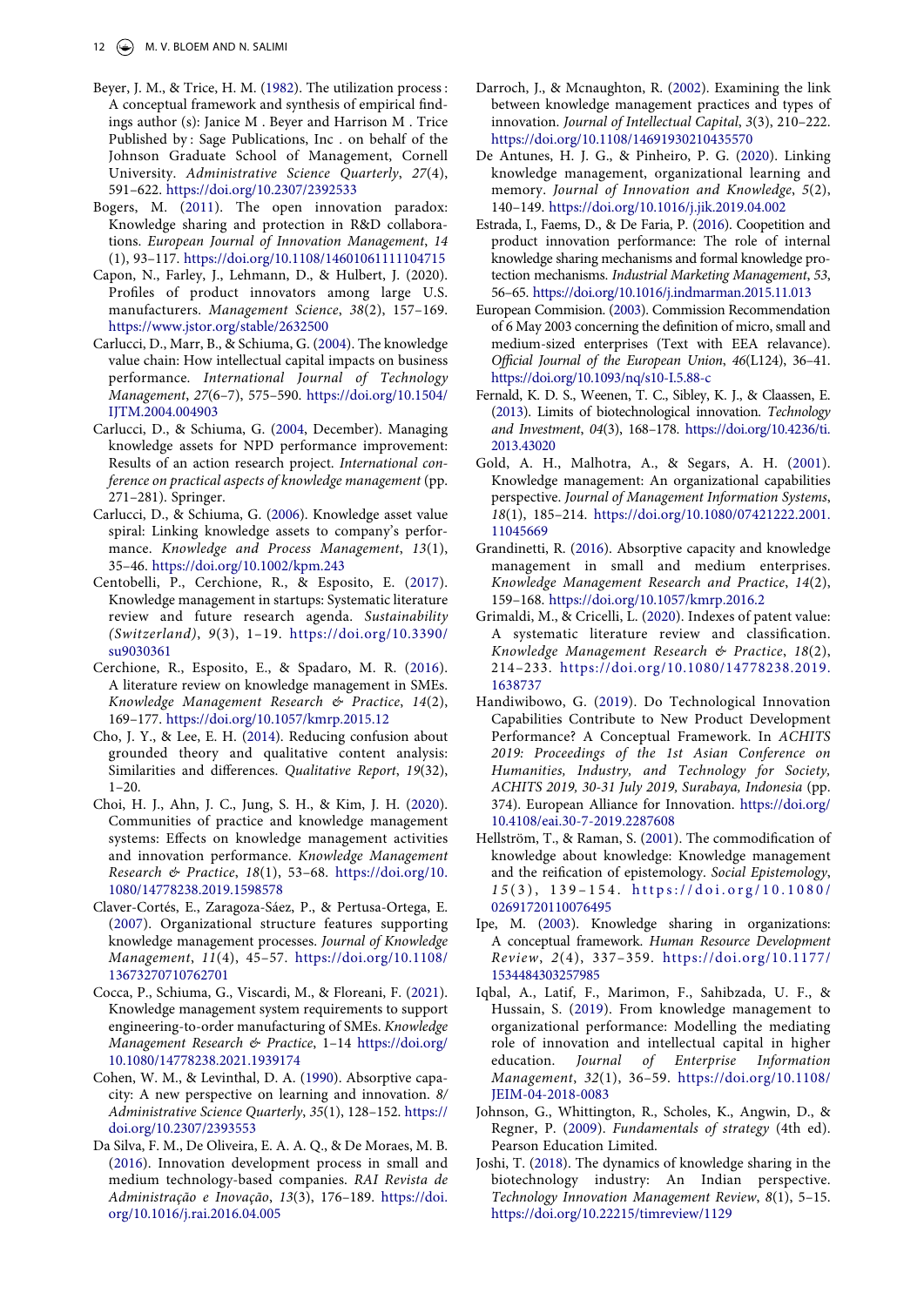Beyer, J. M., & Trice, H. M. (1982). The utilization process : A conceptual framework and synthesis of empirical findings author (s): Janice M . Beyer and Harrison M . Trice Published by : Sage Publications, Inc . on behalf of the Johnson Graduate School of Management, Cornell University. *Administrative Science Quarterly*, *27*(4), 591–622. https://doi.org/10.2307/2392533

Bogers, M. (2011). The open innovation paradox: Knowledge sharing and protection in R&D collaborations. *European Journal of Innovation Management*, *14* (1), 93–117. https://doi.org/10.1108/14601061111104715

Capon, N., Farley, J., Lehmann, D., & Hulbert, J. (2020). Profiles of product innovators among large U.S. manufacturers. *Management Science*, *38*(2), 157–169. https://www.jstor.org/stable/2632500

Carlucci, D., Marr, B., & Schiuma, G. (2004). The knowledge value chain: How intellectual capital impacts on business performance. *International Journal of Technology Management*, *27*(6–7), 575–590. https://doi.org/10.1504/IJTM.2004.004903

Carlucci, D., & Schiuma, G. (2004, December). Managing knowledge assets for NPD performance improvement: Results of an action research project. *International conference on practical aspects of knowledge management* (pp. 271–281). Springer.

Carlucci, D., & Schiuma, G. (2006). Knowledge asset value spiral: Linking knowledge assets to company's performance. *Knowledge and Process Management*, *13*(1), 35–46. https://doi.org/10.1002/kpm.243

Centobelli, P., Cerchione, R., & Esposito, E. (2017). Knowledge management in startups: Systematic literature review and future research agenda. *Sustainability (Switzerland)*, *9*(3), 1–19. https://doi.org/10.3390/su9030361

Cerchione, R., Esposito, E., & Spadaro, M. R. (2016). A literature review on knowledge management in SMEs. *Knowledge Management Research & Practice*, *14*(2), 169–177. https://doi.org/10.1057/kmrp.2015.12

Cho, J. Y., & Lee, E. H. (2014). Reducing confusion about grounded theory and qualitative content analysis: Similarities and differences. *Qualitative Report*, *19*(32), 1–20.

Choi, H. J., Ahn, J. C., Jung, S. H., & Kim, J. H. (2020). Communities of practice and knowledge management systems: Effects on knowledge management activities and innovation performance. *Knowledge Management Research & Practice*, *18*(1), 53–68. https://doi.org/10.1080/14778238.2019.1598578

Claver-Cortés, E., Zaragoza-Sáez, P., & Pertusa-Ortega, E. (2007). Organizational structure features supporting knowledge management processes. *Journal of Knowledge Management*, *11*(4), 45–57. https://doi.org/10.1108/13673270710762701

Cocca, P., Schiuma, G., Viscardi, M., & Floreani, F. (2021). Knowledge management system requirements to support engineering-to-order manufacturing of SMEs. *Knowledge Management Research & Practice*, 1–14 https://doi.org/10.1080/14778238.2021.1939174

Cohen, W. M., & Levinthal, D. A. (1990). Absorptive capacity: A new perspective on learning and innovation. *8/ Administrative Science Quarterly*, *35*(1), 128–152. https://doi.org/10.2307/2393553

Da Silva, F. M., De Oliveira, E. A. A. Q., & De Moraes, M. B. (2016). Innovation development process in small and medium technology-based companies. *RAI Revista de Administração e Inovação*, *13*(3), 176–189. https://doi.org/10.1016/j.rai.2016.04.005

Darroch, J., & Mcnaughton, R. (2002). Examining the link between knowledge management practices and types of innovation. *Journal of Intellectual Capital*, *3*(3), 210–222. https://doi.org/10.1108/14691930210435570

De Antunes, H. J. G., & Pinheiro, P. G. (2020). Linking knowledge management, organizational learning and memory. *Journal of Innovation and Knowledge*, *5*(2), 140–149. https://doi.org/10.1016/j.jik.2019.04.002

Estrada, I., Faems, D., & De Faria, P. (2016). Coopetition and product innovation performance: The role of internal knowledge sharing mechanisms and formal knowledge protection mechanisms. *Industrial Marketing Management*, *53*, 56–65. https://doi.org/10.1016/j.indmarman.2015.11.013

European Commision. (2003). Commission Recommendation of 6 May 2003 concerning the definition of micro, small and medium-sized enterprises (Text with EEA relavance). *Official Journal of the European Union*, *46*(L124), 36–41. https://doi.org/10.1093/nq/s10-I.5.88-c

Fernald, K. D. S., Weenen, T. C., Sibley, K. J., & Claassen, E. (2013). Limits of biotechnological innovation. *Technology and Investment*, *04*(3), 168–178. https://doi.org/10.4236/ti.2013.43020

Gold, A. H., Malhotra, A., & Segars, A. H. (2001). Knowledge management: An organizational capabilities perspective. *Journal of Management Information Systems*, *18*(1), 185–214. https://doi.org/10.1080/07421222.2001.11045669

Grandinetti, R. (2016). Absorptive capacity and knowledge management in small and medium enterprises. *Knowledge Management Research and Practice*, *14*(2), 159–168. https://doi.org/10.1057/kmrp.2016.2

Grimaldi, M., & Cricelli, L. (2020). Indexes of patent value: A systematic literature review and classification. *Knowledge Management Research & Practice*, *18*(2), 214–233. https://doi.org/10.1080/14778238.2019.1638737

Handiwibowo, G. (2019). Do Technological Innovation Capabilities Contribute to New Product Development Performance? A Conceptual Framework. In *ACHITS 2019: Proceedings of the 1st Asian Conference on Humanities, Industry, and Technology for Society, ACHITS 2019, 30-31 July 2019, Surabaya, Indonesia* (pp. 374). European Alliance for Innovation. https://doi.org/10.4108/eai.30-7-2019.2287608

Hellström, T., & Raman, S. (2001). The commodification of knowledge about knowledge: Knowledge management and the reification of epistemology. *Social Epistemology*, *15*(3), 139–154. https://doi.org/10.1080/02691720110076495

Ipe, M. (2003). Knowledge sharing in organizations: A conceptual framework. *Human Resource Development Review*, *2*(4), 337–359. https://doi.org/10.1177/1534484303257985

Iqbal, A., Latif, F., Marimon, F., Sahibzada, U. F., & Hussain, S. (2019). From knowledge management to organizational performance: Modelling the mediating role of innovation and intellectual capital in higher education. *Journal of Enterprise Information Management*, *32*(1), 36–59. https://doi.org/10.1108/JEIM-04-2018-0083

Johnson, G., Whittington, R., Scholes, K., Angwin, D., & Regner, P. (2009). *Fundamentals of strategy* (4th ed). Pearson Education Limited.

Joshi, T. (2018). The dynamics of knowledge sharing in the biotechnology industry: An Indian perspective. *Technology Innovation Management Review*, *8*(1), 5–15. https://doi.org/10.22215/timreview/1129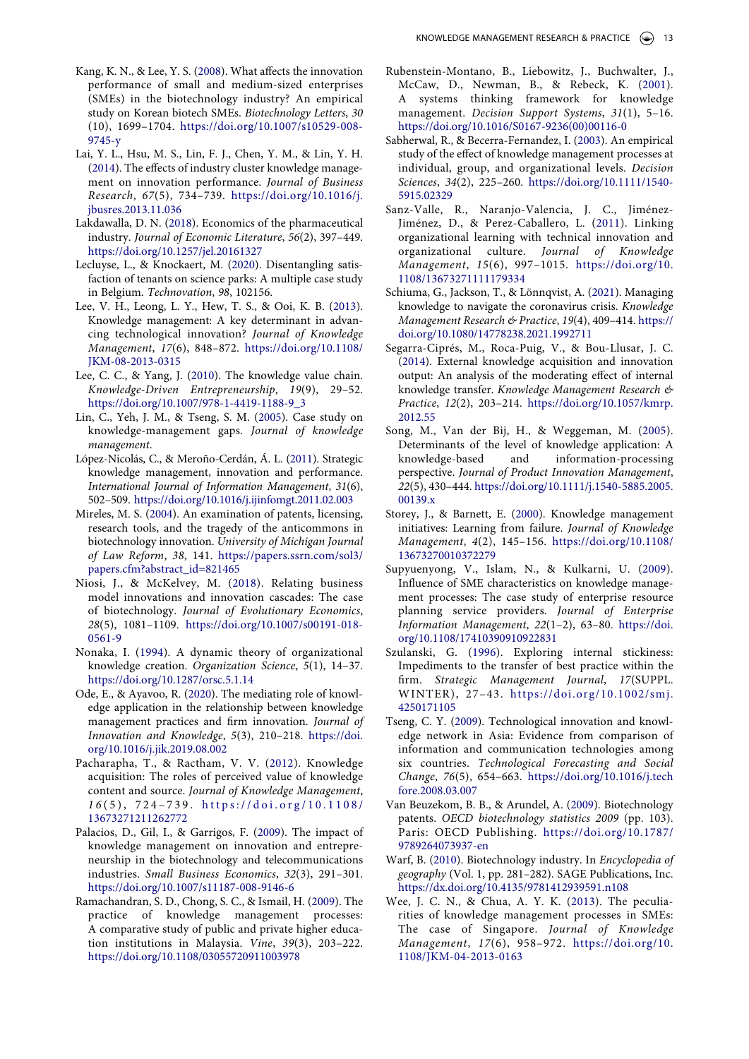Kang, K. N., & Lee, Y. S. (2008). What affects the innovation performance of small and medium-sized enterprises (SMEs) in the biotechnology industry? An empirical study on Korean biotech SMEs. *Biotechnology Letters*, *30* (10), 1699–1704. https://doi.org/10.1007/s10529-008-9745-y

Lai, Y. L., Hsu, M. S., Lin, F. J., Chen, Y. M., & Lin, Y. H. (2014). The effects of industry cluster knowledge management on innovation performance. *Journal of Business Research*, *67*(5), 734–739. https://doi.org/10.1016/j.jbusres.2013.11.036

Lakdawalla, D. N. (2018). Economics of the pharmaceutical industry. *Journal of Economic Literature*, *56*(2), 397–449. https://doi.org/10.1257/jel.20161327

Lecluyse, L., & Knockaert, M. (2020). Disentangling satisfaction of tenants on science parks: A multiple case study in Belgium. *Technovation*, *98*, 102156.

Lee, V. H., Leong, L. Y., Hew, T. S., & Ooi, K. B. (2013). Knowledge management: A key determinant in advancing technological innovation? *Journal of Knowledge Management*, *17*(6), 848–872. https://doi.org/10.1108/JKM-08-2013-0315

Lee, C. C., & Yang, J. (2010). The knowledge value chain. *Knowledge-Driven Entrepreneurship*, *19*(9), 29–52. https://doi.org/10.1007/978-1-4419-1188-9_3

Lin, C., Yeh, J. M., & Tseng, S. M. (2005). Case study on knowledge-management gaps. *Journal of knowledge management*.

López-Nicolás, C., & Meroño-Cerdán, Á. L. (2011). Strategic knowledge management, innovation and performance. *International Journal of Information Management*, *31*(6), 502–509. https://doi.org/10.1016/j.ijinfomgt.2011.02.003

Mireles, M. S. (2004). An examination of patents, licensing, research tools, and the tragedy of the anticommons in biotechnology innovation. *University of Michigan Journal of Law Reform*, *38*, 141. https://papers.ssrn.com/sol3/papers.cfm?abstract_id=821465

Niosi, J., & McKelvey, M. (2018). Relating business model innovations and innovation cascades: The case of biotechnology. *Journal of Evolutionary Economics*, *28*(5), 1081–1109. https://doi.org/10.1007/s00191-018-0561-9

Nonaka, I. (1994). A dynamic theory of organizational knowledge creation. *Organization Science*, *5*(1), 14–37. https://doi.org/10.1287/orsc.5.1.14

Ode, E., & Ayavoo, R. (2020). The mediating role of knowledge application in the relationship between knowledge management practices and firm innovation. *Journal of Innovation and Knowledge*, *5*(3), 210–218. https://doi.org/10.1016/j.jik.2019.08.002

Pacharapha, T., & Ractham, V. V. (2012). Knowledge acquisition: The roles of perceived value of knowledge content and source. *Journal of Knowledge Management*, *16*(5), 724–739. https://doi.org/10.1108/13673271211262772

Palacios, D., Gil, I., & Garrigos, F. (2009). The impact of knowledge management on innovation and entrepreneurship in the biotechnology and telecommunications industries. *Small Business Economics*, *32*(3), 291–301. https://doi.org/10.1007/s11187-008-9146-6

Ramachandran, S. D., Chong, S. C., & Ismail, H. (2009). The practice of knowledge management processes: A comparative study of public and private higher education institutions in Malaysia. *Vine*, *39*(3), 203–222. https://doi.org/10.1108/03055720911003978

Rubenstein-Montano, B., Liebowitz, J., Buchwalter, J., McCaw, D., Newman, B., & Rebeck, K. (2001). A systems thinking framework for knowledge management. *Decision Support Systems*, *31*(1), 5–16. https://doi.org/10.1016/S0167-9236(00)00116-0

Sabherwal, R., & Becerra-Fernandez, I. (2003). An empirical study of the effect of knowledge management processes at individual, group, and organizational levels. *Decision Sciences*, *34*(2), 225–260. https://doi.org/10.1111/1540-5915.02329

Sanz-Valle, R., Naranjo-Valencia, J. C., Jiménez-Jiménez, D., & Perez-Caballero, L. (2011). Linking organizational learning with technical innovation and organizational culture. *Journal of Knowledge Management*, *15*(6), 997–1015. https://doi.org/10.1108/13673271111179334

Schiuma, G., Jackson, T., & Lönnqvist, A. (2021). Managing knowledge to navigate the coronavirus crisis. *Knowledge Management Research & Practice*, *19*(4), 409–414. https://doi.org/10.1080/14778238.2021.1992711

Segarra-Ciprés, M., Roca-Puig, V., & Bou-Llusar, J. C. (2014). External knowledge acquisition and innovation output: An analysis of the moderating effect of internal knowledge transfer. *Knowledge Management Research & Practice*, *12*(2), 203–214. https://doi.org/10.1057/kmrp.2012.55

Song, M., Van der Bij, H., & Weggeman, M. (2005). Determinants of the level of knowledge application: A knowledge-based and information-processing perspective. *Journal of Product Innovation Management*, *22*(5), 430–444. https://doi.org/10.1111/j.1540-5885.2005.00139.x

Storey, J., & Barnett, E. (2000). Knowledge management initiatives: Learning from failure. *Journal of Knowledge Management*, *4*(2), 145–156. https://doi.org/10.1108/13673270010372279

Supyuenyong, V., Islam, N., & Kulkarni, U. (2009). Influence of SME characteristics on knowledge management processes: The case study of enterprise resource planning service providers. *Journal of Enterprise Information Management*, *22*(1–2), 63–80. https://doi.org/10.1108/17410390910922831

Szulanski, G. (1996). Exploring internal stickiness: Impediments to the transfer of best practice within the firm. *Strategic Management Journal*, *17*(SUPPL. WINTER), 27–43. https://doi.org/10.1002/smj.4250171105

Tseng, C. Y. (2009). Technological innovation and knowledge network in Asia: Evidence from comparison of information and communication technologies among six countries. *Technological Forecasting and Social Change*, *76*(5), 654–663. https://doi.org/10.1016/j.techfore.2008.03.007

Van Beuzekom, B. B., & Arundel, A. (2009). Biotechnology patents. *OECD biotechnology statistics 2009* (pp. 103). Paris: OECD Publishing. https://doi.org/10.1787/9789264073937-en

Warf, B. (2010). Biotechnology industry. In *Encyclopedia of geography* (Vol. 1, pp. 281–282). SAGE Publications, Inc. https://dx.doi.org/10.4135/9781412939591.n108

Wee, J. C. N., & Chua, A. Y. K. (2013). The peculiarities of knowledge management processes in SMEs: The case of Singapore. *Journal of Knowledge Management*, *17*(6), 958–972. https://doi.org/10.1108/JKM-04-2013-0163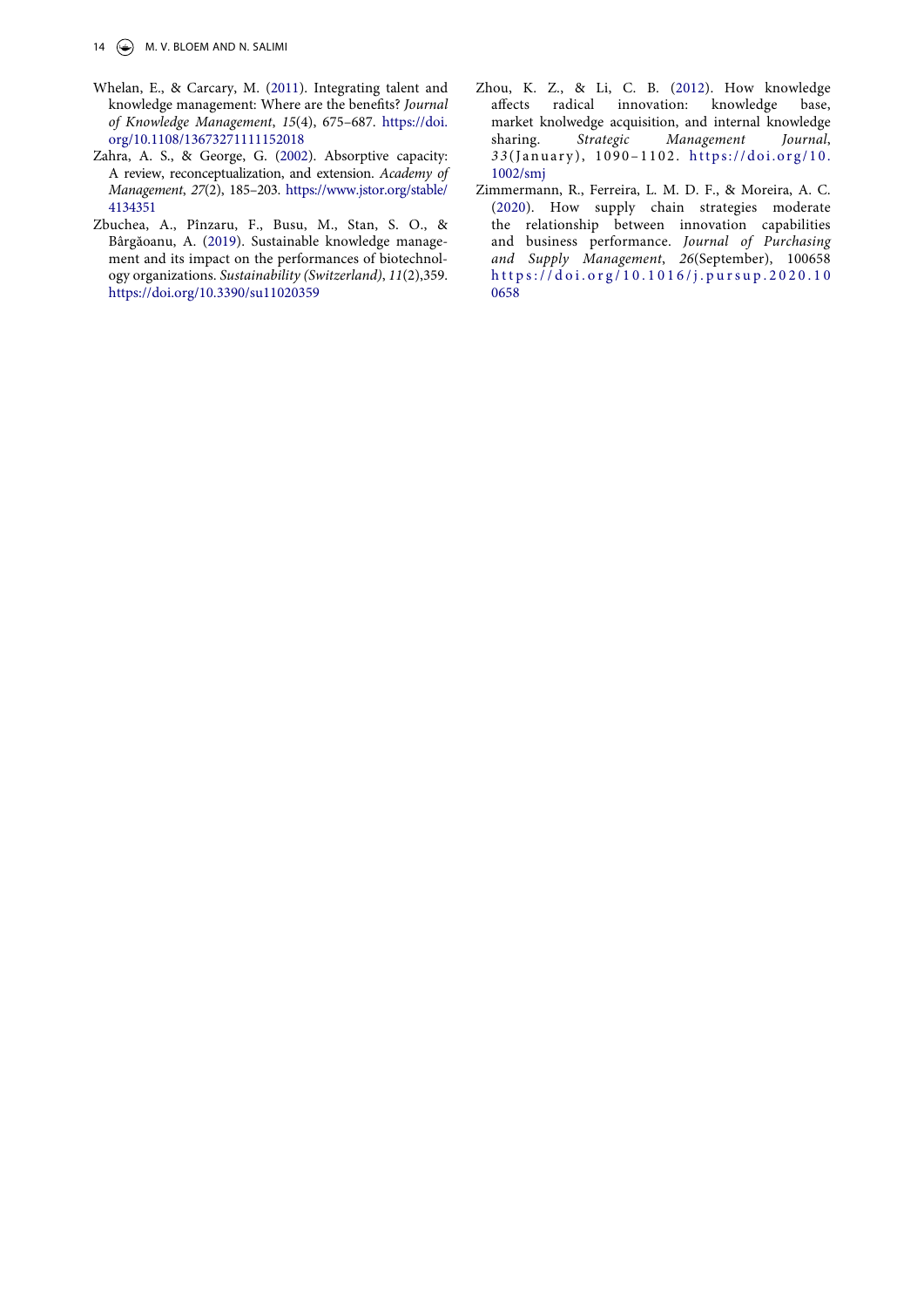Whelan, E., & Carcary, M. (2011). Integrating talent and knowledge management: Where are the benefits? *Journal of Knowledge Management*, *15*(4), 675–687. https://doi.org/10.1108/13673271111152018

Zahra, A. S., & George, G. (2002). Absorptive capacity: A review, reconceptualization, and extension. *Academy of Management*, *27*(2), 185–203. https://www.jstor.org/stable/4134351

Zbuchea, A., Pînzaru, F., Busu, M., Stan, S. O., & Bârgăoanu, A. (2019). Sustainable knowledge management and its impact on the performances of biotechnology organizations. *Sustainability (Switzerland)*, *11*(2),359. https://doi.org/10.3390/su11020359

Zhou, K. Z., & Li, C. B. (2012). How knowledge affects radical innovation: knowledge base, market knolwedge acquisition, and internal knowledge sharing. *Strategic Management Journal*, *33*(January), 1090–1102. https://doi.org/10.1002/smj

Zimmermann, R., Ferreira, L. M. D. F., & Moreira, A. C. (2020). How supply chain strategies moderate the relationship between innovation capabilities and business performance. *Journal of Purchasing and Supply Management*, *26*(September), 100658 https://doi.org/10.1016/j.pursup.2020.100658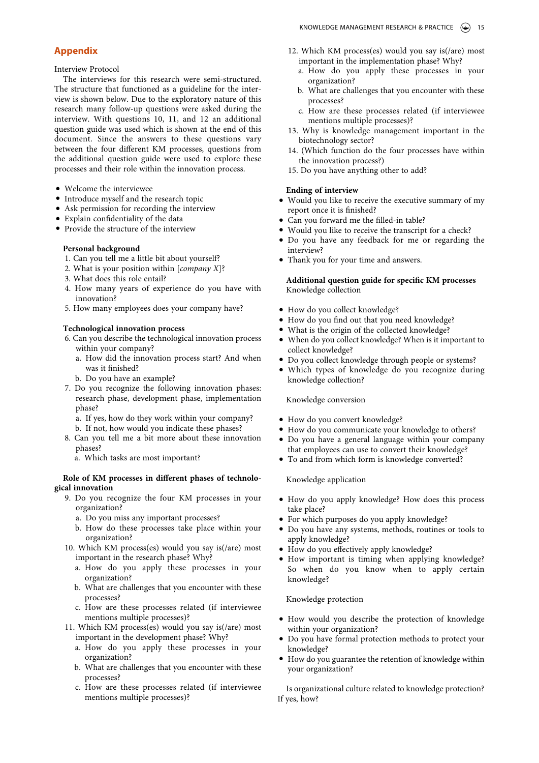## Appendix

Interview Protocol

The interviews for this research were semi-structured. The structure that functioned as a guideline for the interview is shown below. Due to the exploratory nature of this research many follow-up questions were asked during the interview. With questions 10, 11, and 12 an additional question guide was used which is shown at the end of this document. Since the answers to these questions vary between the four different KM processes, questions from the additional question guide were used to explore these processes and their role within the innovation process.

- Welcome the interviewee
- Introduce myself and the research topic
- Ask permission for recording the interview
- Explain confidentiality of the data
- Provide the structure of the interview

**Personal background**

1. Can you tell me a little bit about yourself?
2. What is your position within [*company X*]?
3. What does this role entail?
4. How many years of experience do you have with innovation?
5. How many employees does your company have?

**Technological innovation process**

6. Can you describe the technological innovation process within your company?
   a. How did the innovation process start? And when was it finished?
   b. Do you have an example?
7. Do you recognize the following innovation phases: research phase, development phase, implementation phase?
   a. If yes, how do they work within your company?
   b. If not, how would you indicate these phases?
8. Can you tell me a bit more about these innovation phases?
   a. Which tasks are most important?

**Role of KM processes in different phases of technological innovation**

9. Do you recognize the four KM processes in your organization?
   a. Do you miss any important processes?
   b. How do these processes take place within your organization?
10. Which KM process(es) would you say is(/are) most important in the research phase? Why?
    a. How do you apply these processes in your organization?
    b. What are challenges that you encounter with these processes?
    c. How are these processes related (if interviewee mentions multiple processes)?
11. Which KM process(es) would you say is(/are) most important in the development phase? Why?
    a. How do you apply these processes in your organization?
    b. What are challenges that you encounter with these processes?
    c. How are these processes related (if interviewee mentions multiple processes)?
12. Which KM process(es) would you say is(/are) most important in the implementation phase? Why?
    a. How do you apply these processes in your organization?
    b. What are challenges that you encounter with these processes?
    c. How are these processes related (if interviewee mentions multiple processes)?
13. Why is knowledge management important in the biotechnology sector?
14. (Which function do the four processes have within the innovation process?)
15. Do you have anything other to add?

**Ending of interview**

- Would you like to receive the executive summary of my report once it is finished?
- Can you forward me the filled-in table?
- Would you like to receive the transcript for a check?
- Do you have any feedback for me or regarding the interview?
- Thank you for your time and answers.

**Additional question guide for specific KM processes**

Knowledge collection

- How do you collect knowledge?
- How do you find out that you need knowledge?
- What is the origin of the collected knowledge?
- When do you collect knowledge? When is it important to collect knowledge?
- Do you collect knowledge through people or systems?
- Which types of knowledge do you recognize during knowledge collection?

Knowledge conversion

- How do you convert knowledge?
- How do you communicate your knowledge to others?
- Do you have a general language within your company that employees can use to convert their knowledge?
- To and from which form is knowledge converted?

Knowledge application

- How do you apply knowledge? How does this process take place?
- For which purposes do you apply knowledge?
- Do you have any systems, methods, routines or tools to apply knowledge?
- How do you effectively apply knowledge?
- How important is timing when applying knowledge? So when do you know when to apply certain knowledge?

Knowledge protection

- How would you describe the protection of knowledge within your organization?
- Do you have formal protection methods to protect your knowledge?
- How do you guarantee the retention of knowledge within your organization?

Is organizational culture related to knowledge protection? If yes, how?